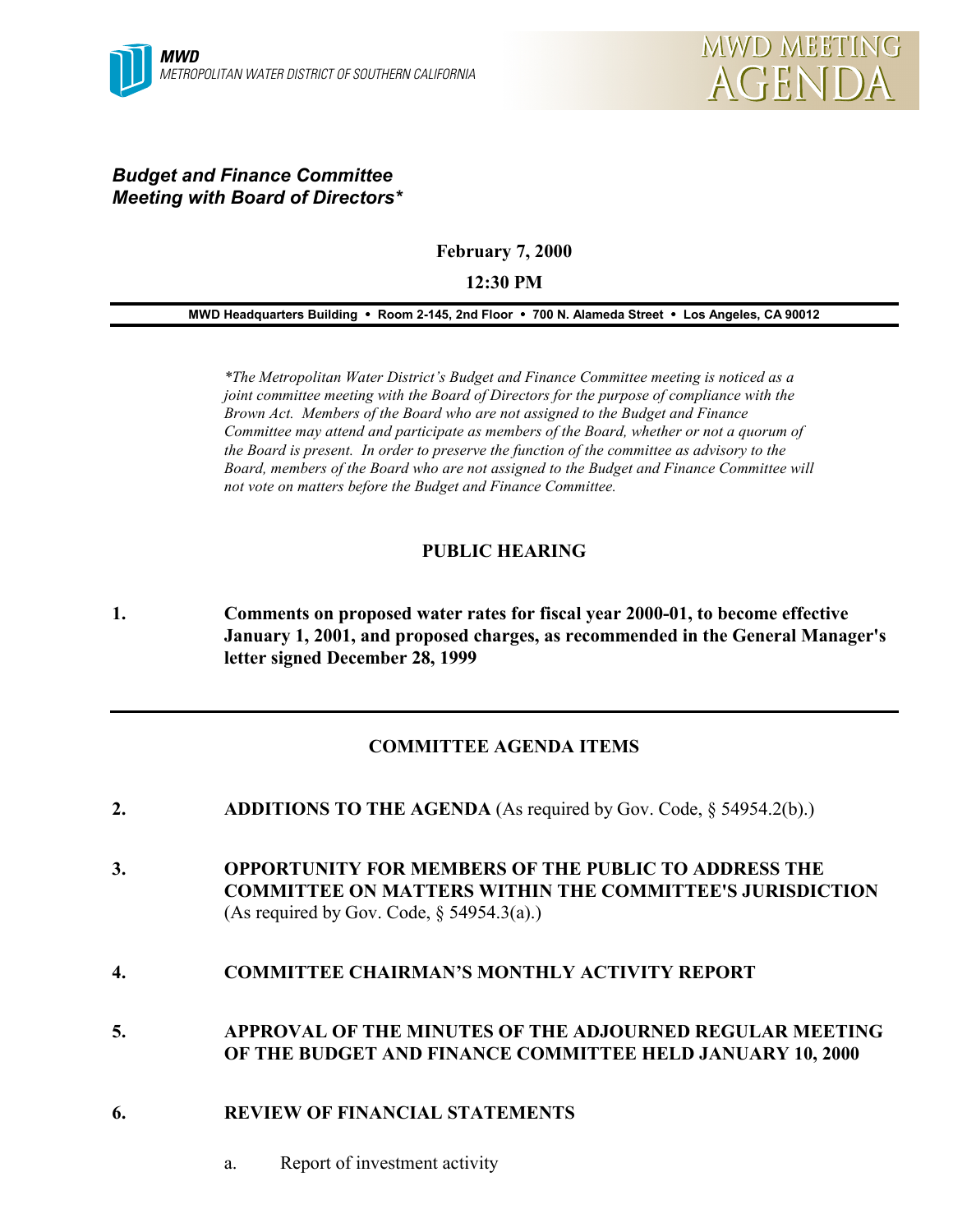**MWD**
METROPOLITAN WATER DISTRICT OF SOUTHERN CALIFORNIA

MWD MEETING AGENDA

***Budget and Finance Committee***
***Meeting with Board of Directors****

**February 7, 2000**

**12:30 PM**

**MWD Headquarters Building • Room 2-145, 2nd Floor • 700 N. Alameda Street • Los Angeles, CA 90012**

*\*The Metropolitan Water District's Budget and Finance Committee meeting is noticed as a joint committee meeting with the Board of Directors for the purpose of compliance with the Brown Act. Members of the Board who are not assigned to the Budget and Finance Committee may attend and participate as members of the Board, whether or not a quorum of the Board is present. In order to preserve the function of the committee as advisory to the Board, members of the Board who are not assigned to the Budget and Finance Committee will not vote on matters before the Budget and Finance Committee.*

## PUBLIC HEARING

1. **Comments on proposed water rates for fiscal year 2000-01, to become effective January 1, 2001, and proposed charges, as recommended in the General Manager's letter signed December 28, 1999**

## COMMITTEE AGENDA ITEMS

2. **ADDITIONS TO THE AGENDA** (As required by Gov. Code, § 54954.2(b).)

3. **OPPORTUNITY FOR MEMBERS OF THE PUBLIC TO ADDRESS THE COMMITTEE ON MATTERS WITHIN THE COMMITTEE'S JURISDICTION** (As required by Gov. Code, § 54954.3(a).)

4. **COMMITTEE CHAIRMAN'S MONTHLY ACTIVITY REPORT**

5. **APPROVAL OF THE MINUTES OF THE ADJOURNED REGULAR MEETING OF THE BUDGET AND FINANCE COMMITTEE HELD JANUARY 10, 2000**

6. **REVIEW OF FINANCIAL STATEMENTS**

   a. Report of investment activity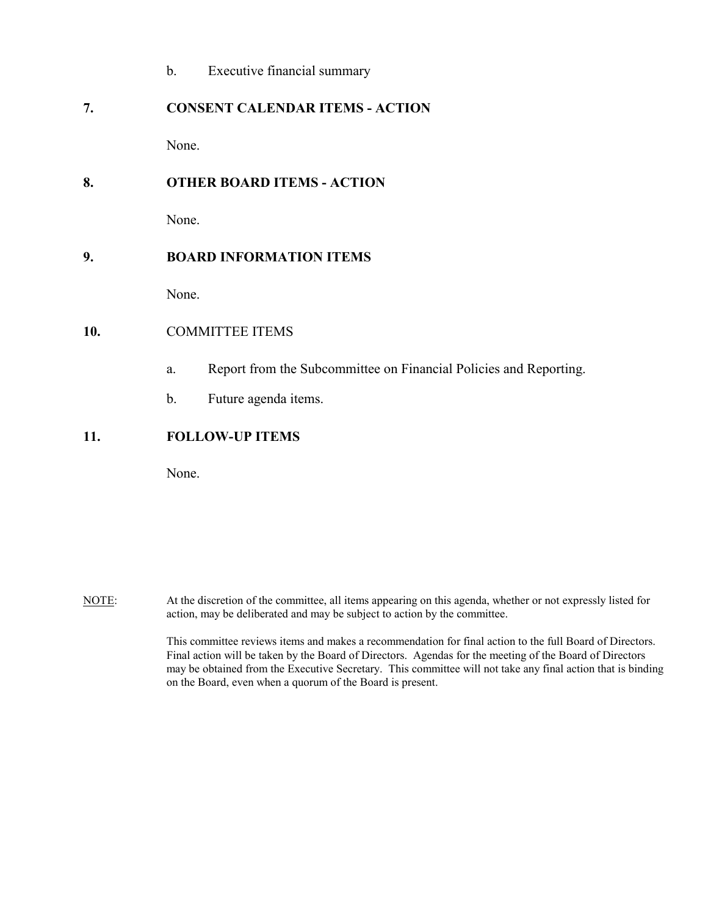b. Executive financial summary

**7. CONSENT CALENDAR ITEMS - ACTION**

None.

**8. OTHER BOARD ITEMS - ACTION**

None.

**9. BOARD INFORMATION ITEMS**

None.

**10.** COMMITTEE ITEMS

a. Report from the Subcommittee on Financial Policies and Reporting.

b. Future agenda items.

**11. FOLLOW-UP ITEMS**

None.

NOTE: At the discretion of the committee, all items appearing on this agenda, whether or not expressly listed for action, may be deliberated and may be subject to action by the committee.

This committee reviews items and makes a recommendation for final action to the full Board of Directors. Final action will be taken by the Board of Directors. Agendas for the meeting of the Board of Directors may be obtained from the Executive Secretary. This committee will not take any final action that is binding on the Board, even when a quorum of the Board is present.